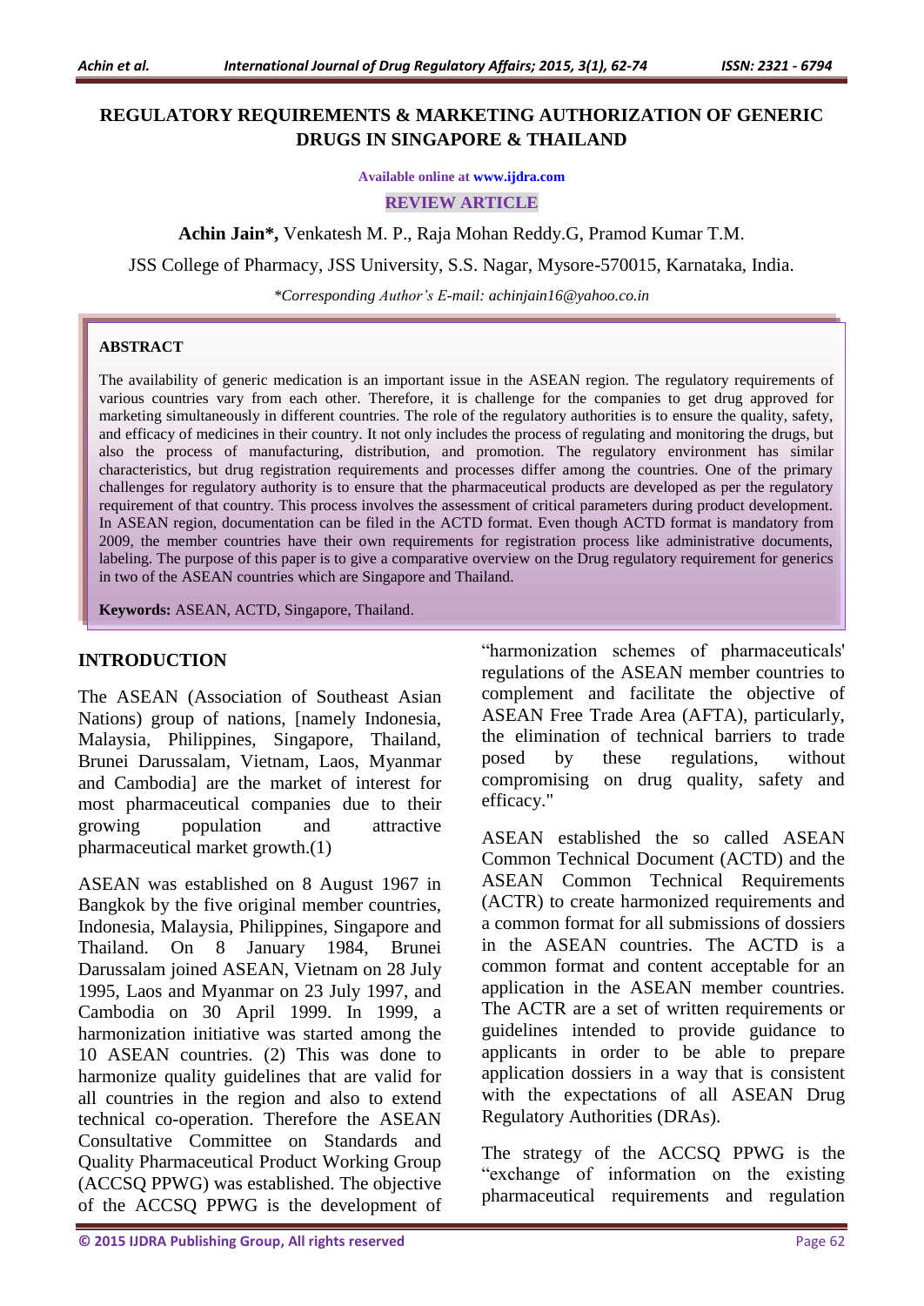# REGULATORY REQUIREMENTS & MARKETING AUTHORIZATION OF GENERIC DRUGS IN SINGAPORE & THAILAND

Available online at www.ijdra.com

REVIEW ARTICLE

**Achin Jain\***, Venkatesh M. P., Raja Mohan Reddy.G, Pramod Kumar T.M.

JSS College of Pharmacy, JSS University, S.S. Nagar, Mysore-570015, Karnataka, India.

*\*Corresponding Author's E-mail: achinjain16@yahoo.co.in*

**ABSTRACT**

The availability of generic medication is an important issue in the ASEAN region. The regulatory requirements of various countries vary from each other. Therefore, it is challenge for the companies to get drug approved for marketing simultaneously in different countries. The role of the regulatory authorities is to ensure the quality, safety, and efficacy of medicines in their country. It not only includes the process of regulating and monitoring the drugs, but also the process of manufacturing, distribution, and promotion. The regulatory environment has similar characteristics, but drug registration requirements and processes differ among the countries. One of the primary challenges for regulatory authority is to ensure that the pharmaceutical products are developed as per the regulatory requirement of that country. This process involves the assessment of critical parameters during product development. In ASEAN region, documentation can be filed in the ACTD format. Even though ACTD format is mandatory from 2009, the member countries have their own requirements for registration process like administrative documents, labeling. The purpose of this paper is to give a comparative overview on the Drug regulatory requirement for generics in two of the ASEAN countries which are Singapore and Thailand.

**Keywords:** ASEAN, ACTD, Singapore, Thailand.

## INTRODUCTION

The ASEAN (Association of Southeast Asian Nations) group of nations, [namely Indonesia, Malaysia, Philippines, Singapore, Thailand, Brunei Darussalam, Vietnam, Laos, Myanmar and Cambodia] are the market of interest for most pharmaceutical companies due to their growing population and attractive pharmaceutical market growth.(1)

ASEAN was established on 8 August 1967 in Bangkok by the five original member countries, Indonesia, Malaysia, Philippines, Singapore and Thailand. On 8 January 1984, Brunei Darussalam joined ASEAN, Vietnam on 28 July 1995, Laos and Myanmar on 23 July 1997, and Cambodia on 30 April 1999. In 1999, a harmonization initiative was started among the 10 ASEAN countries. (2) This was done to harmonize quality guidelines that are valid for all countries in the region and also to extend technical co-operation. Therefore the ASEAN Consultative Committee on Standards and Quality Pharmaceutical Product Working Group (ACCSQ PPWG) was established. The objective of the ACCSQ PPWG is the development of "harmonization schemes of pharmaceuticals' regulations of the ASEAN member countries to complement and facilitate the objective of ASEAN Free Trade Area (AFTA), particularly, the elimination of technical barriers to trade posed by these regulations, without compromising on drug quality, safety and efficacy."

ASEAN established the so called ASEAN Common Technical Document (ACTD) and the ASEAN Common Technical Requirements (ACTR) to create harmonized requirements and a common format for all submissions of dossiers in the ASEAN countries. The ACTD is a common format and content acceptable for an application in the ASEAN member countries. The ACTR are a set of written requirements or guidelines intended to provide guidance to applicants in order to be able to prepare application dossiers in a way that is consistent with the expectations of all ASEAN Drug Regulatory Authorities (DRAs).

The strategy of the ACCSQ PPWG is the "exchange of information on the existing pharmaceutical requirements and regulation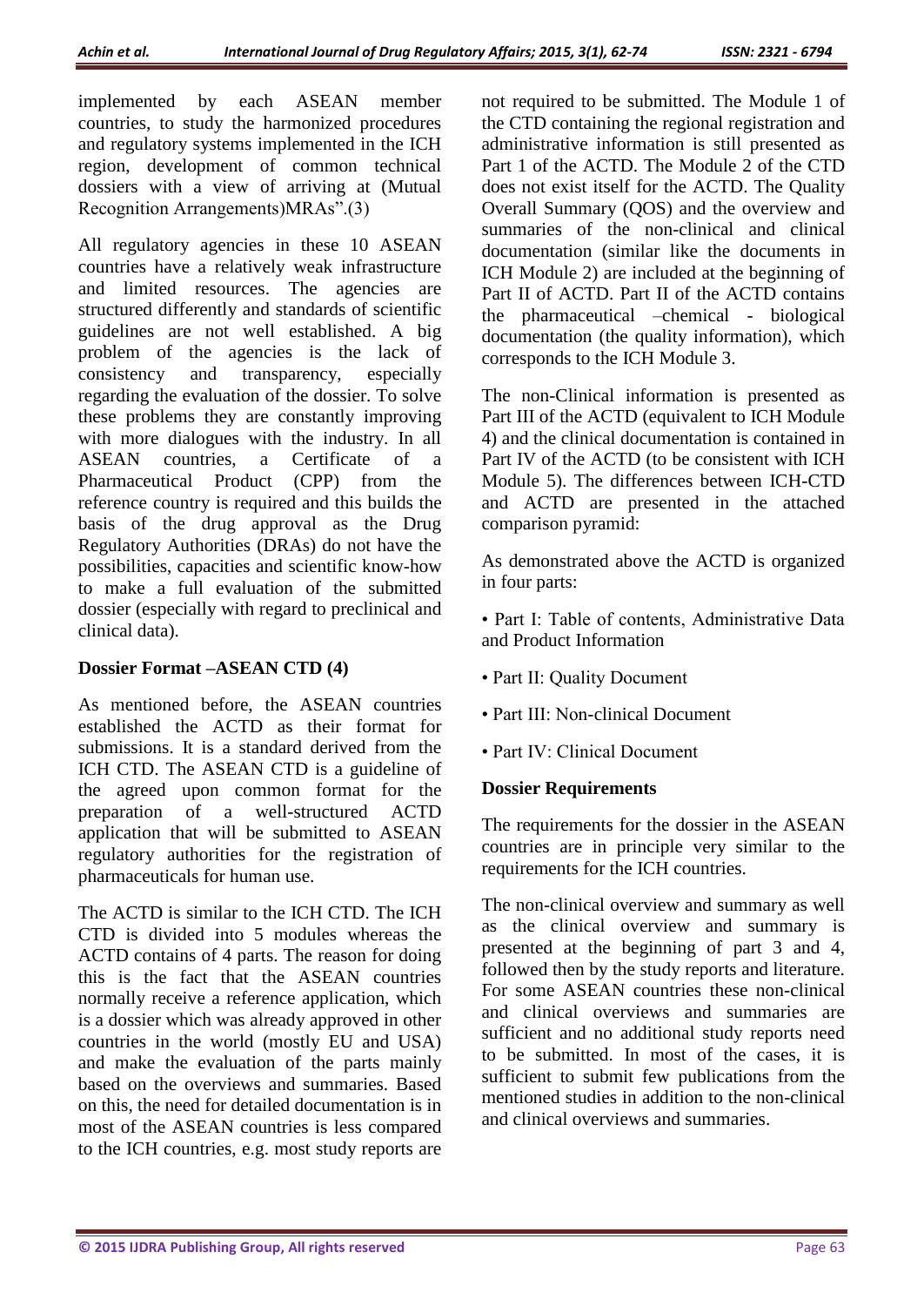implemented by each ASEAN member countries, to study the harmonized procedures and regulatory systems implemented in the ICH region, development of common technical dossiers with a view of arriving at (Mutual Recognition Arrangements)MRAs".(3)

All regulatory agencies in these 10 ASEAN countries have a relatively weak infrastructure and limited resources. The agencies are structured differently and standards of scientific guidelines are not well established. A big problem of the agencies is the lack of consistency and transparency, especially regarding the evaluation of the dossier. To solve these problems they are constantly improving with more dialogues with the industry. In all ASEAN countries, a Certificate of a Pharmaceutical Product (CPP) from the reference country is required and this builds the basis of the drug approval as the Drug Regulatory Authorities (DRAs) do not have the possibilities, capacities and scientific know-how to make a full evaluation of the submitted dossier (especially with regard to preclinical and clinical data).

### Dossier Format –ASEAN CTD (4)

As mentioned before, the ASEAN countries established the ACTD as their format for submissions. It is a standard derived from the ICH CTD. The ASEAN CTD is a guideline of the agreed upon common format for the preparation of a well-structured ACTD application that will be submitted to ASEAN regulatory authorities for the registration of pharmaceuticals for human use.

The ACTD is similar to the ICH CTD. The ICH CTD is divided into 5 modules whereas the ACTD contains of 4 parts. The reason for doing this is the fact that the ASEAN countries normally receive a reference application, which is a dossier which was already approved in other countries in the world (mostly EU and USA) and make the evaluation of the parts mainly based on the overviews and summaries. Based on this, the need for detailed documentation is in most of the ASEAN countries is less compared to the ICH countries, e.g. most study reports are not required to be submitted. The Module 1 of the CTD containing the regional registration and administrative information is still presented as Part 1 of the ACTD. The Module 2 of the CTD does not exist itself for the ACTD. The Quality Overall Summary (QOS) and the overview and summaries of the non-clinical and clinical documentation (similar like the documents in ICH Module 2) are included at the beginning of Part II of ACTD. Part II of the ACTD contains the pharmaceutical –chemical - biological documentation (the quality information), which corresponds to the ICH Module 3.

The non-Clinical information is presented as Part III of the ACTD (equivalent to ICH Module 4) and the clinical documentation is contained in Part IV of the ACTD (to be consistent with ICH Module 5). The differences between ICH-CTD and ACTD are presented in the attached comparison pyramid:

As demonstrated above the ACTD is organized in four parts:

- Part I: Table of contents, Administrative Data and Product Information
- Part II: Quality Document
- Part III: Non-clinical Document
- Part IV: Clinical Document

### Dossier Requirements

The requirements for the dossier in the ASEAN countries are in principle very similar to the requirements for the ICH countries.

The non-clinical overview and summary as well as the clinical overview and summary is presented at the beginning of part 3 and 4, followed then by the study reports and literature. For some ASEAN countries these non-clinical and clinical overviews and summaries are sufficient and no additional study reports need to be submitted. In most of the cases, it is sufficient to submit few publications from the mentioned studies in addition to the non-clinical and clinical overviews and summaries.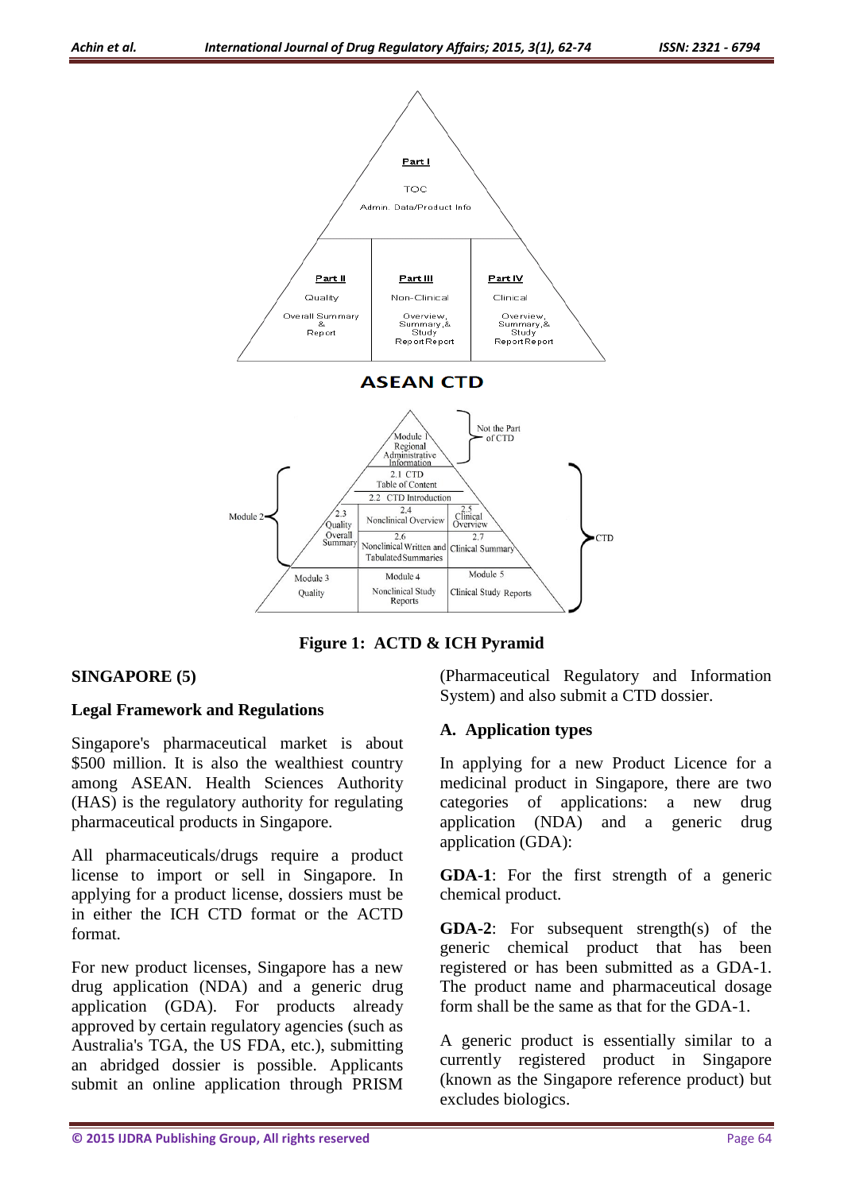**Figure 1: ACTD & ICH Pyramid**

## SINGAPORE (5)

### Legal Framework and Regulations

Singapore's pharmaceutical market is about \$500 million. It is also the wealthiest country among ASEAN. Health Sciences Authority (HAS) is the regulatory authority for regulating pharmaceutical products in Singapore.

All pharmaceuticals/drugs require a product license to import or sell in Singapore. In applying for a product license, dossiers must be in either the ICH CTD format or the ACTD format.

For new product licenses, Singapore has a new drug application (NDA) and a generic drug application (GDA). For products already approved by certain regulatory agencies (such as Australia's TGA, the US FDA, etc.), submitting an abridged dossier is possible. Applicants submit an online application through PRISM (Pharmaceutical Regulatory and Information System) and also submit a CTD dossier.

### A. Application types

In applying for a new Product Licence for a medicinal product in Singapore, there are two categories of applications: a new drug application (NDA) and a generic drug application (GDA):

**GDA-1**: For the first strength of a generic chemical product.

**GDA-2**: For subsequent strength(s) of the generic chemical product that has been registered or has been submitted as a GDA-1. The product name and pharmaceutical dosage form shall be the same as that for the GDA-1.

A generic product is essentially similar to a currently registered product in Singapore (known as the Singapore reference product) but excludes biologics.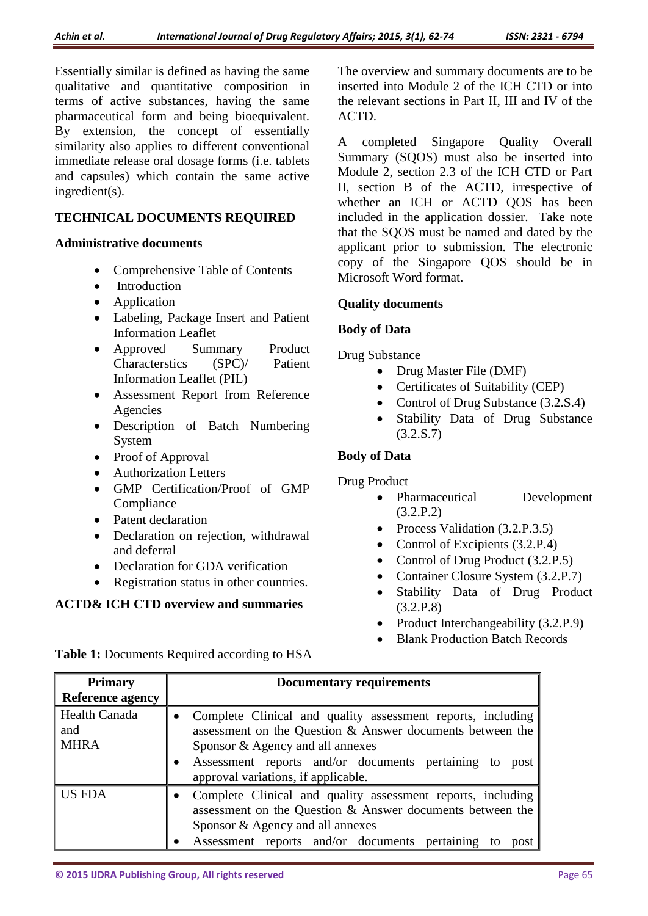Essentially similar is defined as having the same qualitative and quantitative composition in terms of active substances, having the same pharmaceutical form and being bioequivalent. By extension, the concept of essentially similarity also applies to different conventional immediate release oral dosage forms (i.e. tablets and capsules) which contain the same active ingredient(s).

## TECHNICAL DOCUMENTS REQUIRED

### Administrative documents

- Comprehensive Table of Contents
- Introduction
- Application
- Labeling, Package Insert and Patient Information Leaflet
- Approved Summary Product Characterstics (SPC)/ Patient Information Leaflet (PIL)
- Assessment Report from Reference Agencies
- Description of Batch Numbering System
- Proof of Approval
- Authorization Letters
- GMP Certification/Proof of GMP Compliance
- Patent declaration
- Declaration on rejection, withdrawal and deferral
- Declaration for GDA verification
- Registration status in other countries.

### ACTD& ICH CTD overview and summaries

The overview and summary documents are to be inserted into Module 2 of the ICH CTD or into the relevant sections in Part II, III and IV of the ACTD.

A completed Singapore Quality Overall Summary (SQOS) must also be inserted into Module 2, section 2.3 of the ICH CTD or Part II, section B of the ACTD, irrespective of whether an ICH or ACTD QOS has been included in the application dossier. Take note that the SQOS must be named and dated by the applicant prior to submission. The electronic copy of the Singapore QOS should be in Microsoft Word format.

### Quality documents

#### Body of Data

Drug Substance

- Drug Master File (DMF)
- Certificates of Suitability (CEP)
- Control of Drug Substance (3.2.S.4)
- Stability Data of Drug Substance (3.2.S.7)

#### Body of Data

Drug Product

- Pharmaceutical Development (3.2.P.2)
- Process Validation (3.2.P.3.5)
- Control of Excipients (3.2.P.4)
- Control of Drug Product (3.2.P.5)
- Container Closure System (3.2.P.7)
- Stability Data of Drug Product (3.2.P.8)
- Product Interchangeability (3.2.P.9)
- Blank Production Batch Records

**Table 1:** Documents Required according to HSA

| Primary Reference agency | Documentary requirements |
|---|---|
| Health Canada and MHRA | • Complete Clinical and quality assessment reports, including assessment on the Question & Answer documents between the Sponsor & Agency and all annexes<br>• Assessment reports and/or documents pertaining to post approval variations, if applicable. |
| US FDA | • Complete Clinical and quality assessment reports, including assessment on the Question & Answer documents between the Sponsor & Agency and all annexes<br>• Assessment reports and/or documents pertaining to post |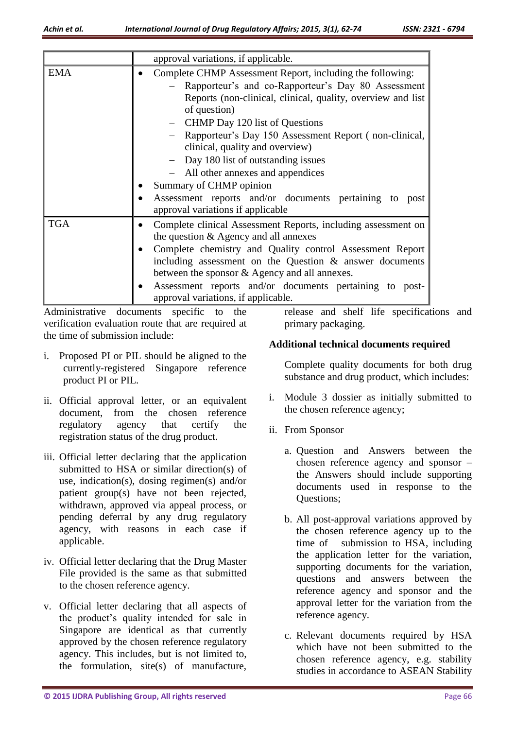|  |  |
|---|---|
|  | approval variations, if applicable. |
| EMA | • Complete CHMP Assessment Report, including the following:<br>– Rapporteur's and co-Rapporteur's Day 80 Assessment Reports (non-clinical, clinical, quality, overview and list of question)<br>– CHMP Day 120 list of Questions<br>– Rapporteur's Day 150 Assessment Report ( non-clinical, clinical, quality and overview)<br>– Day 180 list of outstanding issues<br>– All other annexes and appendices<br>• Summary of CHMP opinion<br>• Assessment reports and/or documents pertaining to post approval variations if applicable |
| TGA | • Complete clinical Assessment Reports, including assessment on the question & Agency and all annexes<br>• Complete chemistry and Quality control Assessment Report including assessment on the Question & answer documents between the sponsor & Agency and all annexes.<br>• Assessment reports and/or documents pertaining to post-approval variations, if applicable. |

Administrative documents specific to the verification evaluation route that are required at the time of submission include:

i. Proposed PI or PIL should be aligned to the currently-registered Singapore reference product PI or PIL.

ii. Official approval letter, or an equivalent document, from the chosen reference regulatory agency that certify the registration status of the drug product.

iii. Official letter declaring that the application submitted to HSA or similar direction(s) of use, indication(s), dosing regimen(s) and/or patient group(s) have not been rejected, withdrawn, approved via appeal process, or pending deferral by any drug regulatory agency, with reasons in each case if applicable.

iv. Official letter declaring that the Drug Master File provided is the same as that submitted to the chosen reference agency.

v. Official letter declaring that all aspects of the product's quality intended for sale in Singapore are identical as that currently approved by the chosen reference regulatory agency. This includes, but is not limited to, the formulation, site(s) of manufacture, release and shelf life specifications and primary packaging.

**Additional technical documents required**

Complete quality documents for both drug substance and drug product, which includes:

i. Module 3 dossier as initially submitted to the chosen reference agency;

ii. From Sponsor

   a. Question and Answers between the chosen reference agency and sponsor – the Answers should include supporting documents used in response to the Questions;

   b. All post-approval variations approved by the chosen reference agency up to the time of submission to HSA, including the application letter for the variation, supporting documents for the variation, questions and answers between the reference agency and sponsor and the approval letter for the variation from the reference agency.

   c. Relevant documents required by HSA which have not been submitted to the chosen reference agency, e.g. stability studies in accordance to ASEAN Stability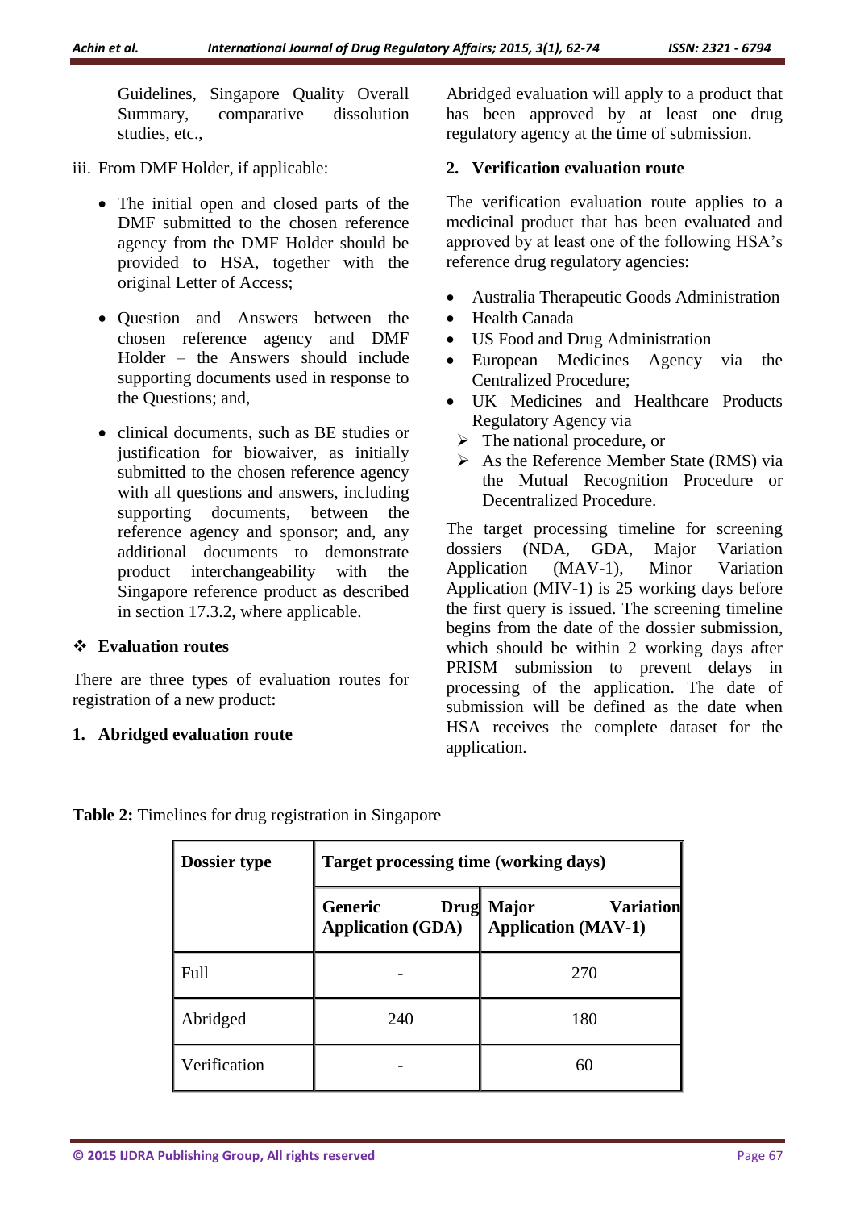Guidelines, Singapore Quality Overall Summary, comparative dissolution studies, etc.,

iii. From DMF Holder, if applicable:

- The initial open and closed parts of the DMF submitted to the chosen reference agency from the DMF Holder should be provided to HSA, together with the original Letter of Access;
- Question and Answers between the chosen reference agency and DMF Holder – the Answers should include supporting documents used in response to the Questions; and,
- clinical documents, such as BE studies or justification for biowaiver, as initially submitted to the chosen reference agency with all questions and answers, including supporting documents, between the reference agency and sponsor; and, any additional documents to demonstrate product interchangeability with the Singapore reference product as described in section 17.3.2, where applicable.

❖ **Evaluation routes**

There are three types of evaluation routes for registration of a new product:

**1. Abridged evaluation route**

Abridged evaluation will apply to a product that has been approved by at least one drug regulatory agency at the time of submission.

**2. Verification evaluation route**

The verification evaluation route applies to a medicinal product that has been evaluated and approved by at least one of the following HSA's reference drug regulatory agencies:

- Australia Therapeutic Goods Administration
- Health Canada
- US Food and Drug Administration
- European Medicines Agency via the Centralized Procedure;
- UK Medicines and Healthcare Products Regulatory Agency via
  - ➢ The national procedure, or
  - ➢ As the Reference Member State (RMS) via the Mutual Recognition Procedure or Decentralized Procedure.

The target processing timeline for screening dossiers (NDA, GDA, Major Variation Application (MAV-1), Minor Variation Application (MIV-1) is 25 working days before the first query is issued. The screening timeline begins from the date of the dossier submission, which should be within 2 working days after PRISM submission to prevent delays in processing of the application. The date of submission will be defined as the date when HSA receives the complete dataset for the application.

**Table 2:** Timelines for drug registration in Singapore

| Dossier type | Target processing time (working days) | |
|---|---|---|
| | Generic Drug Application (GDA) | Major Variation Application (MAV-1) |
| Full | - | 270 |
| Abridged | 240 | 180 |
| Verification | - | 60 |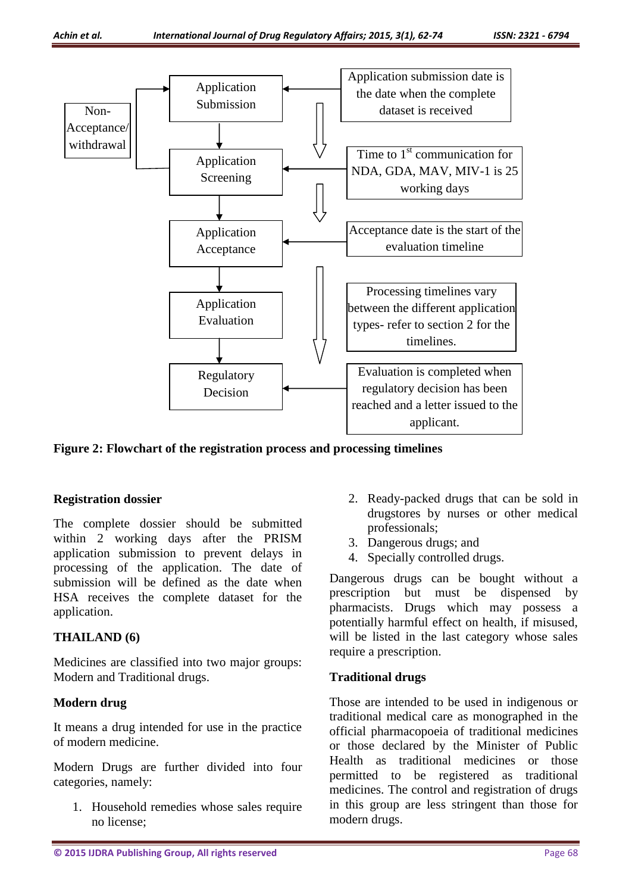Application Submission

Application Screening

Application Acceptance

Application Evaluation

Regulatory Decision

Non-Acceptance/ withdrawal

Application submission date is the date when the complete dataset is received

Time to 1st communication for NDA, GDA, MAV, MIV-1 is 25 working days

Acceptance date is the start of the evaluation timeline

Processing timelines vary between the different application types- refer to section 2 for the timelines.

Evaluation is completed when regulatory decision has been reached and a letter issued to the applicant.

**Figure 2: Flowchart of the registration process and processing timelines**

### Registration dossier

The complete dossier should be submitted within 2 working days after the PRISM application submission to prevent delays in processing of the application. The date of submission will be defined as the date when HSA receives the complete dataset for the application.

## THAILAND (6)

Medicines are classified into two major groups: Modern and Traditional drugs.

### Modern drug

It means a drug intended for use in the practice of modern medicine.

Modern Drugs are further divided into four categories, namely:

1. Household remedies whose sales require no license;
2. Ready-packed drugs that can be sold in drugstores by nurses or other medical professionals;
3. Dangerous drugs; and
4. Specially controlled drugs.

Dangerous drugs can be bought without a prescription but must be dispensed by pharmacists. Drugs which may possess a potentially harmful effect on health, if misused, will be listed in the last category whose sales require a prescription.

### Traditional drugs

Those are intended to be used in indigenous or traditional medical care as monographed in the official pharmacopoeia of traditional medicines or those declared by the Minister of Public Health as traditional medicines or those permitted to be registered as traditional medicines. The control and registration of drugs in this group are less stringent than those for modern drugs.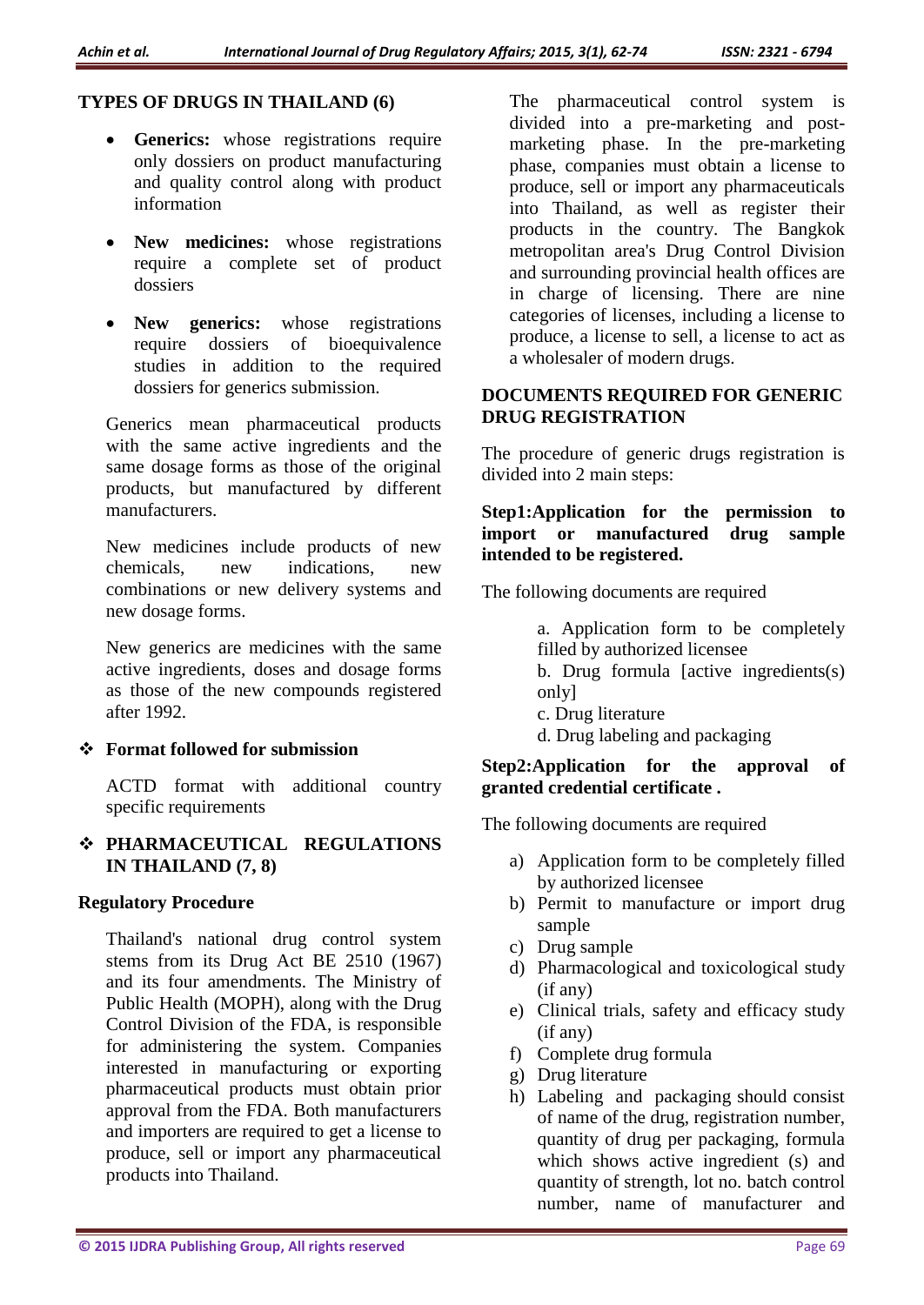## TYPES OF DRUGS IN THAILAND (6)

- **Generics:** whose registrations require only dossiers on product manufacturing and quality control along with product information
- **New medicines:** whose registrations require a complete set of product dossiers
- **New generics:** whose registrations require dossiers of bioequivalence studies in addition to the required dossiers for generics submission.

Generics mean pharmaceutical products with the same active ingredients and the same dosage forms as those of the original products, but manufactured by different manufacturers.

New medicines include products of new chemicals, new indications, new combinations or new delivery systems and new dosage forms.

New generics are medicines with the same active ingredients, doses and dosage forms as those of the new compounds registered after 1992.

❖ **Format followed for submission**

ACTD format with additional country specific requirements

❖ **PHARMACEUTICAL REGULATIONS IN THAILAND (7, 8)**

**Regulatory Procedure**

Thailand's national drug control system stems from its Drug Act BE 2510 (1967) and its four amendments. The Ministry of Public Health (MOPH), along with the Drug Control Division of the FDA, is responsible for administering the system. Companies interested in manufacturing or exporting pharmaceutical products must obtain prior approval from the FDA. Both manufacturers and importers are required to get a license to produce, sell or import any pharmaceutical products into Thailand.

The pharmaceutical control system is divided into a pre-marketing and post-marketing phase. In the pre-marketing phase, companies must obtain a license to produce, sell or import any pharmaceuticals into Thailand, as well as register their products in the country. The Bangkok metropolitan area's Drug Control Division and surrounding provincial health offices are in charge of licensing. There are nine categories of licenses, including a license to produce, a license to sell, a license to act as a wholesaler of modern drugs.

## DOCUMENTS REQUIRED FOR GENERIC DRUG REGISTRATION

The procedure of generic drugs registration is divided into 2 main steps:

**Step1:Application for the permission to import or manufactured drug sample intended to be registered.**

The following documents are required

a. Application form to be completely filled by authorized licensee
b. Drug formula [active ingredients(s) only]
c. Drug literature
d. Drug labeling and packaging

**Step2:Application for the approval of granted credential certificate .**

The following documents are required

a) Application form to be completely filled by authorized licensee
b) Permit to manufacture or import drug sample
c) Drug sample
d) Pharmacological and toxicological study (if any)
e) Clinical trials, safety and efficacy study (if any)
f) Complete drug formula
g) Drug literature
h) Labeling and packaging should consist of name of the drug, registration number, quantity of drug per packaging, formula which shows active ingredient (s) and quantity of strength, lot no. batch control number, name of manufacturer and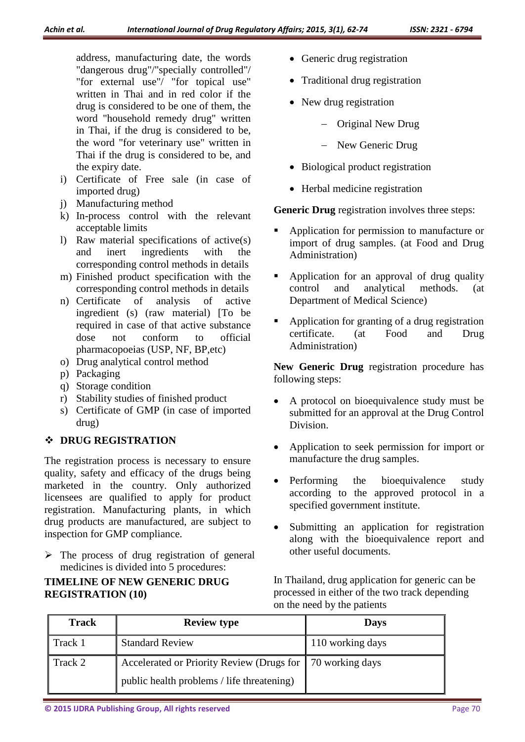address, manufacturing date, the words "dangerous drug"/"specially controlled"/ "for external use"/ "for topical use" written in Thai and in red color if the drug is considered to be one of them, the word "household remedy drug" written in Thai, if the drug is considered to be, the word "for veterinary use" written in Thai if the drug is considered to be, and the expiry date.

i) Certificate of Free sale (in case of imported drug)
j) Manufacturing method
k) In-process control with the relevant acceptable limits
l) Raw material specifications of active(s) and inert ingredients with the corresponding control methods in details
m) Finished product specification with the corresponding control methods in details
n) Certificate of analysis of active ingredient (s) (raw material) [To be required in case of that active substance dose not conform to official pharmacopoeias (USP, NF, BP,etc)
o) Drug analytical control method
p) Packaging
q) Storage condition
r) Stability studies of finished product
s) Certificate of GMP (in case of imported drug)

## ❖ DRUG REGISTRATION

The registration process is necessary to ensure quality, safety and efficacy of the drugs being marketed in the country. Only authorized licensees are qualified to apply for product registration. Manufacturing plants, in which drug products are manufactured, are subject to inspection for GMP compliance.

➢ The process of drug registration of general medicines is divided into 5 procedures:

- Generic drug registration
- Traditional drug registration
- New drug registration
  - Original New Drug
  - New Generic Drug
- Biological product registration
- Herbal medicine registration

**Generic Drug** registration involves three steps:

- Application for permission to manufacture or import of drug samples. (at Food and Drug Administration)
- Application for an approval of drug quality control and analytical methods. (at Department of Medical Science)
- Application for granting of a drug registration certificate. (at Food and Drug Administration)

**New Generic Drug** registration procedure has following steps:

- A protocol on bioequivalence study must be submitted for an approval at the Drug Control Division.
- Application to seek permission for import or manufacture the drug samples.
- Performing the bioequivalence study according to the approved protocol in a specified government institute.
- Submitting an application for registration along with the bioequivalence report and other useful documents.

In Thailand, drug application for generic can be processed in either of the two track depending on the need by the patients

**TIMELINE OF NEW GENERIC DRUG REGISTRATION (10)**

| Track | Review type | Days |
|---|---|---|
| Track 1 | Standard Review | 110 working days |
| Track 2 | Accelerated or Priority Review (Drugs for public health problems / life threatening) | 70 working days |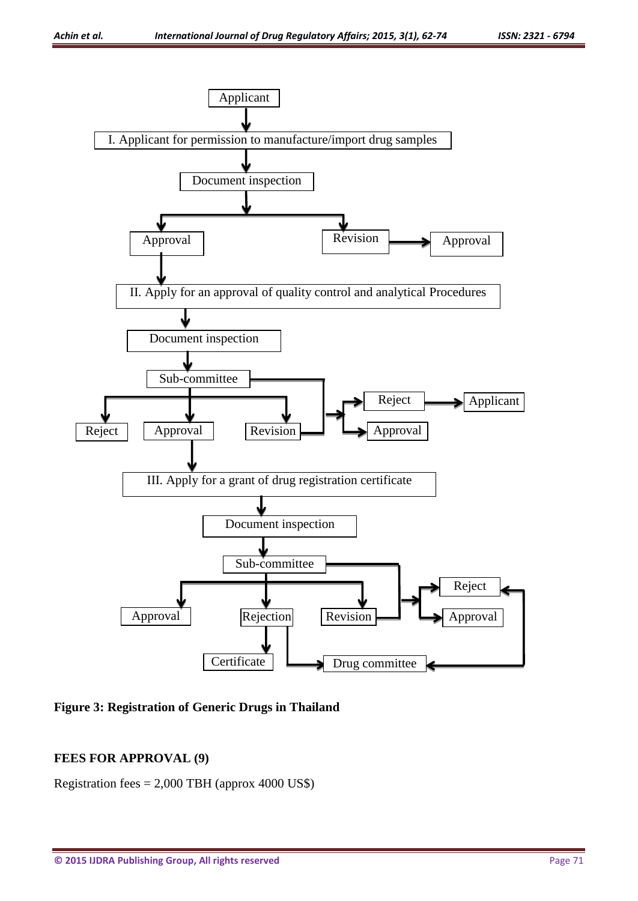Applicant

I. Applicant for permission to manufacture/import drug samples

Document inspection

Approval | Revision → Approval

II. Apply for an approval of quality control and analytical Procedures

Document inspection

Sub-committee

Reject | Approval | Revision → Reject → Applicant; Approval

III. Apply for a grant of drug registration certificate

Document inspection

Sub-committee

Approval | Rejection | Revision → Reject; Approval

Certificate | Drug committee

**Figure 3: Registration of Generic Drugs in Thailand**

## FEES FOR APPROVAL (9)

Registration fees = 2,000 TBH (approx 4000 US$)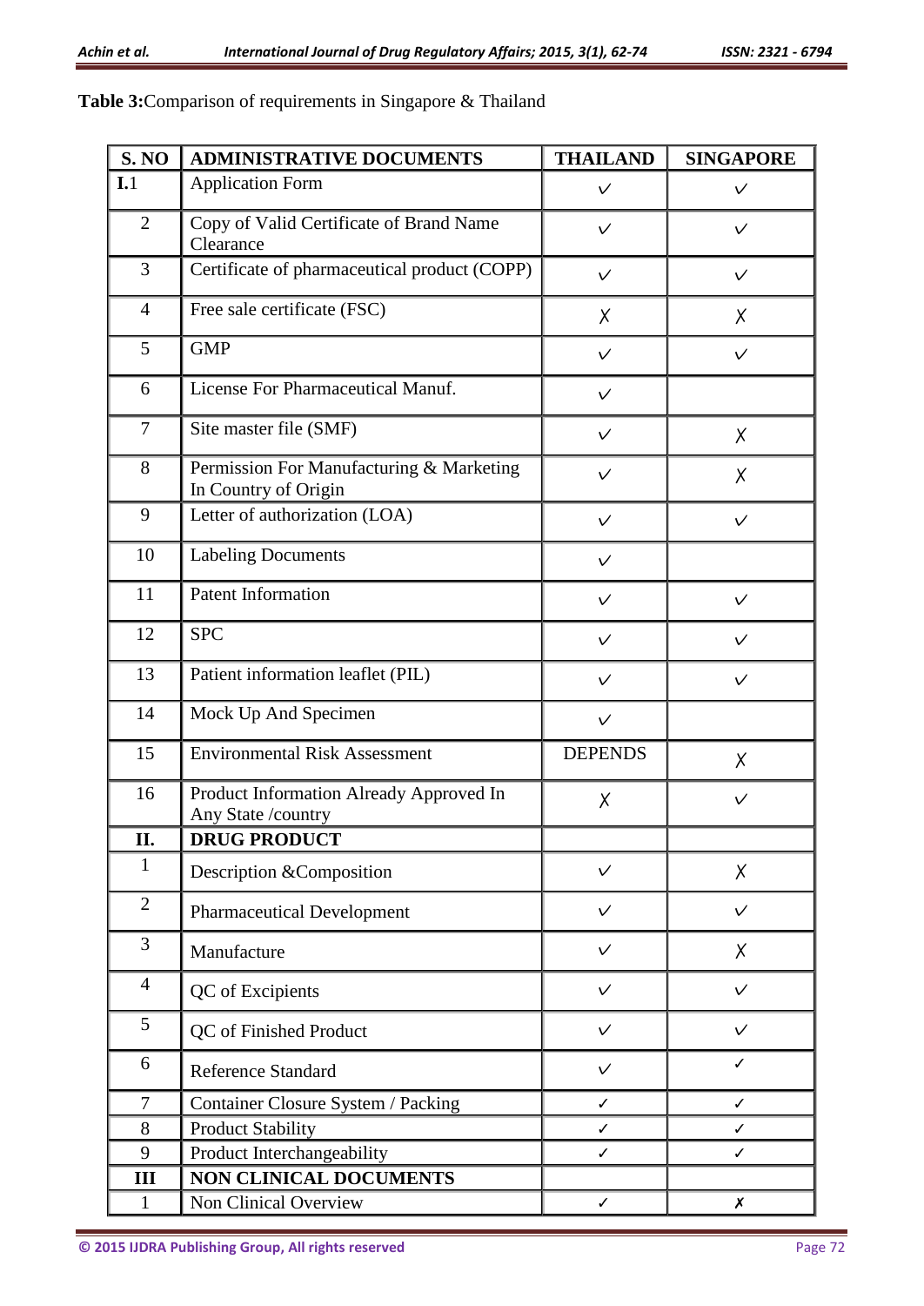**Table 3:** Comparison of requirements in Singapore & Thailand

| S. NO | ADMINISTRATIVE DOCUMENTS | THAILAND | SINGAPORE |
|---|---|---|---|
| **I.**1 | Application Form | ✓ | ✓ |
| 2 | Copy of Valid Certificate of Brand Name Clearance | ✓ | ✓ |
| 3 | Certificate of pharmaceutical product (COPP) | ✓ | ✓ |
| 4 | Free sale certificate (FSC) | ✗ | ✗ |
| 5 | GMP | ✓ | ✓ |
| 6 | License For Pharmaceutical Manuf. | ✓ | |
| 7 | Site master file (SMF) | ✓ | ✗ |
| 8 | Permission For Manufacturing & Marketing In Country of Origin | ✓ | ✗ |
| 9 | Letter of authorization (LOA) | ✓ | ✓ |
| 10 | Labeling Documents | ✓ | |
| 11 | Patent Information | ✓ | ✓ |
| 12 | SPC | ✓ | ✓ |
| 13 | Patient information leaflet (PIL) | ✓ | ✓ |
| 14 | Mock Up And Specimen | ✓ | |
| 15 | Environmental Risk Assessment | DEPENDS | ✗ |
| 16 | Product Information Already Approved In Any State /country | ✗ | ✓ |
| **II.** | **DRUG PRODUCT** | | |
| 1 | Description &Composition | ✓ | ✗ |
| 2 | Pharmaceutical Development | ✓ | ✓ |
| 3 | Manufacture | ✓ | ✗ |
| 4 | QC of Excipients | ✓ | ✓ |
| 5 | QC of Finished Product | ✓ | ✓ |
| 6 | Reference Standard | ✓ | ✓ |
| 7 | Container Closure System / Packing | ✓ | ✓ |
| 8 | Product Stability | ✓ | ✓ |
| 9 | Product Interchangeability | ✓ | ✓ |
| **III** | **NON CLINICAL DOCUMENTS** | | |
| 1 | Non Clinical Overview | ✓ | ✗ |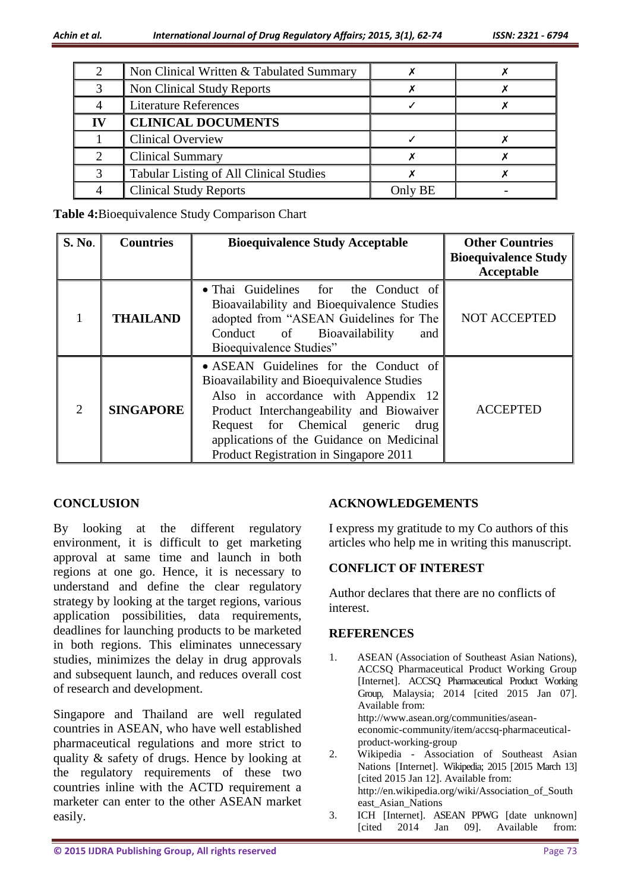| 2 | Non Clinical Written & Tabulated Summary | ✗ | ✗ |
|---|---|---|---|
| 3 | Non Clinical Study Reports | ✗ | ✗ |
| 4 | Literature References | ✓ | ✗ |
| **IV** | **CLINICAL DOCUMENTS** | | |
| 1 | Clinical Overview | ✓ | ✗ |
| 2 | Clinical Summary | ✗ | ✗ |
| 3 | Tabular Listing of All Clinical Studies | ✗ | ✗ |
| 4 | Clinical Study Reports | Only BE | - |

**Table 4:** Bioequivalence Study Comparison Chart

| S. No. | Countries | Bioequivalence Study Acceptable | Other Countries Bioequivalence Study Acceptable |
|---|---|---|---|
| 1 | **THAILAND** | • Thai Guidelines for the Conduct of Bioavailability and Bioequivalence Studies adopted from "ASEAN Guidelines for The Conduct of Bioavailability and Bioequivalence Studies" | NOT ACCEPTED |
| 2 | **SINGAPORE** | • ASEAN Guidelines for the Conduct of Bioavailability and Bioequivalence Studies Also in accordance with Appendix 12 Product Interchangeability and Biowaiver Request for Chemical generic drug applications of the Guidance on Medicinal Product Registration in Singapore 2011 | ACCEPTED |

## CONCLUSION

By looking at the different regulatory environment, it is difficult to get marketing approval at same time and launch in both regions at one go. Hence, it is necessary to understand and define the clear regulatory strategy by looking at the target regions, various application possibilities, data requirements, deadlines for launching products to be marketed in both regions. This eliminates unnecessary studies, minimizes the delay in drug approvals and subsequent launch, and reduces overall cost of research and development.

Singapore and Thailand are well regulated countries in ASEAN, who have well established pharmaceutical regulations and more strict to quality & safety of drugs. Hence by looking at the regulatory requirements of these two countries inline with the ACTD requirement a marketer can enter to the other ASEAN market easily.

## ACKNOWLEDGEMENTS

I express my gratitude to my Co authors of this articles who help me in writing this manuscript.

## CONFLICT OF INTEREST

Author declares that there are no conflicts of interest.

## REFERENCES

1. ASEAN (Association of Southeast Asian Nations), ACCSQ Pharmaceutical Product Working Group [Internet]. ACCSQ Pharmaceutical Product Working Group, Malaysia; 2014 [cited 2015 Jan 07]. Available from: http://www.asean.org/communities/asean-economic-community/item/accsq-pharmaceutical-product-working-group
2. Wikipedia - Association of Southeast Asian Nations [Internet]. Wikipedia; 2015 [2015 March 13] [cited 2015 Jan 12]. Available from: http://en.wikipedia.org/wiki/Association_of_Southeast_Asian_Nations
3. ICH [Internet]. ASEAN PPWG [date unknown] [cited 2014 Jan 09]. Available from: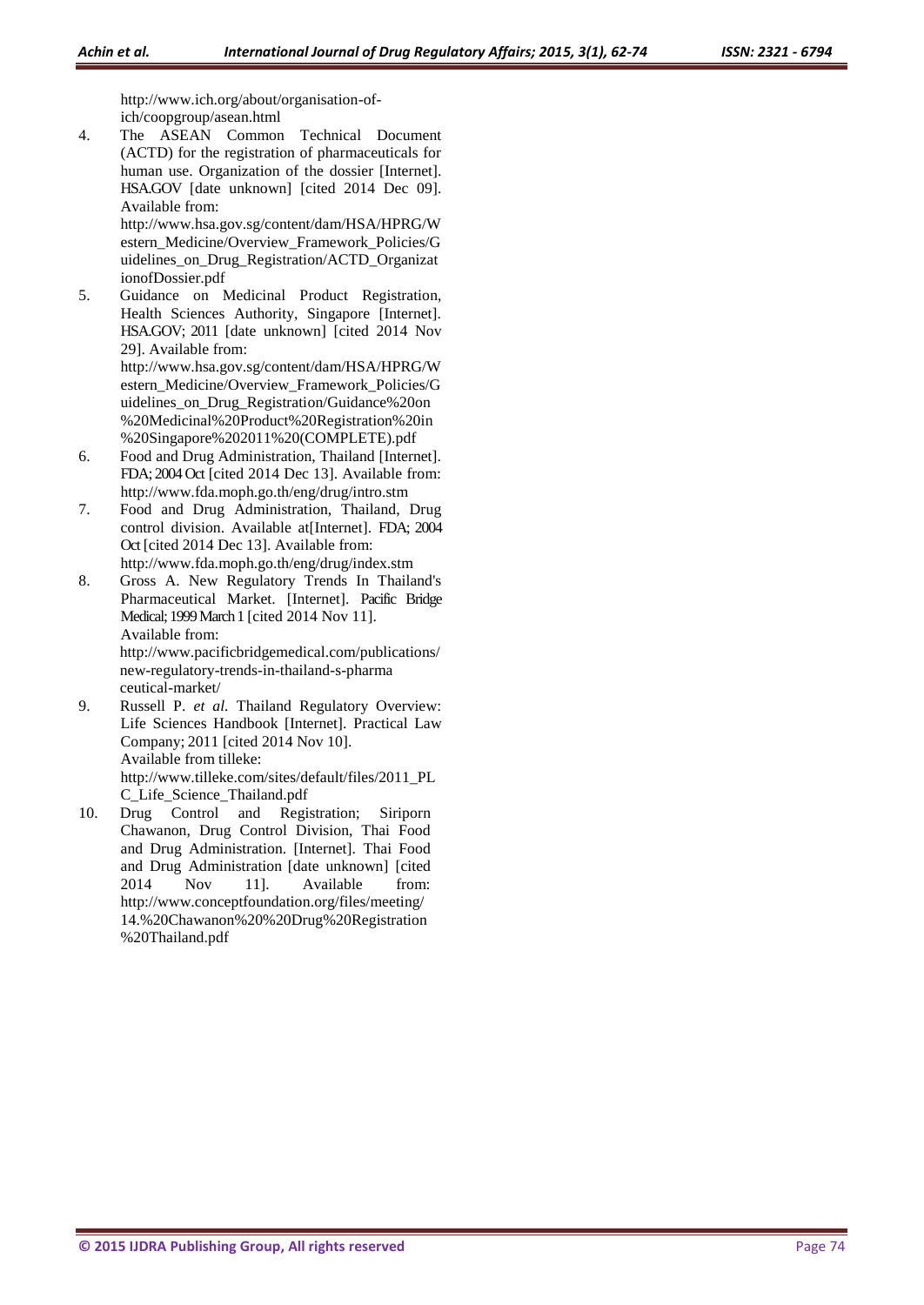http://www.ich.org/about/organisation-of-ich/coopgroup/asean.html

4. The ASEAN Common Technical Document (ACTD) for the registration of pharmaceuticals for human use. Organization of the dossier [Internet]. HSA.GOV [date unknown] [cited 2014 Dec 09]. Available from: http://www.hsa.gov.sg/content/dam/HSA/HPRG/Western_Medicine/Overview_Framework_Policies/Guidelines_on_Drug_Registration/ACTD_OrganizationofDossier.pdf
5. Guidance on Medicinal Product Registration, Health Sciences Authority, Singapore [Internet]. HSA.GOV; 2011 [date unknown] [cited 2014 Nov 29]. Available from: http://www.hsa.gov.sg/content/dam/HSA/HPRG/Western_Medicine/Overview_Framework_Policies/Guidelines_on_Drug_Registration/Guidance%20on%20Medicinal%20Product%20Registration%20in%20Singapore%202011%20(COMPLETE).pdf
6. Food and Drug Administration, Thailand [Internet]. FDA; 2004 Oct [cited 2014 Dec 13]. Available from: http://www.fda.moph.go.th/eng/drug/intro.stm
7. Food and Drug Administration, Thailand, Drug control division. Available at[Internet]. FDA; 2004 Oct [cited 2014 Dec 13]. Available from: http://www.fda.moph.go.th/eng/drug/index.stm
8. Gross A. New Regulatory Trends In Thailand's Pharmaceutical Market. [Internet]. Pacific Bridge Medical; 1999 March 1 [cited 2014 Nov 11]. Available from: http://www.pacificbridgemedical.com/publications/new-regulatory-trends-in-thailand-s-pharmaceutical-market/
9. Russell P. *et al.* Thailand Regulatory Overview: Life Sciences Handbook [Internet]. Practical Law Company; 2011 [cited 2014 Nov 10]. Available from tilleke: http://www.tilleke.com/sites/default/files/2011_PLC_Life_Science_Thailand.pdf
10. Drug Control and Registration; Siriporn Chawanon, Drug Control Division, Thai Food and Drug Administration. [Internet]. Thai Food and Drug Administration [date unknown] [cited 2014 Nov 11]. Available from: http://www.conceptfoundation.org/files/meeting/14.%20Chawanon%20%20Drug%20Registration%20Thailand.pdf